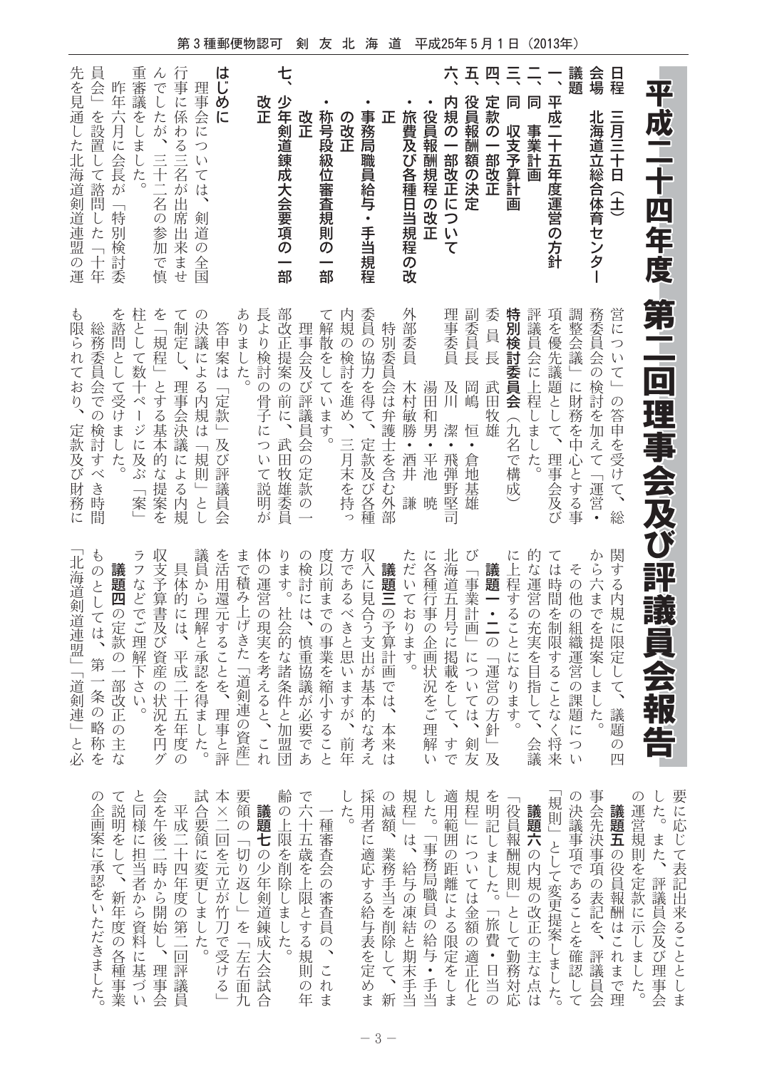# 平成二十四年度　第二回理事会及び評議員会報告

**日程**　三月三十日（土）
**会場**　北海道立総合体育センター

**議題**

一、平成二十五年度運営の方針
二、同　事業計画
三、同　収支予算計画
四、定款の一部改正
五、役員報酬額の決定
六、内規の一部改正について
・役員報酬規程の改正
・旅費及び各種日当規程の改正
・事務局職員給与・手当規程の改正
・称号段級位審査規則の一部改正
七、少年剣道錬成大会要項の一部改正

## はじめに

理事会については、剣道の全国行事に係わる三名が出席出来ませんでしたが、三十二名の参加で慎重審議をしました。

昨年六月に会長が「特別検討委員会」を設置して諮問した「十年先を見通した北海道剣道連盟の運営について」の答申を受けて、総務委員会の検討を加えて「運営・調整会議」に財務を中心とする事項を優先議題として、理事会及び評議員会に上程しました。

**特別検討委員会**（九名で構成）

委員長　武田牧雄
副委員長　岡嶋　恒・倉地基雄
理事委員　及川　潔・飛弾野堅司
　　　　　湯田和男・平池　暁
外部委員　木村敏勝・酒井　謙

特別委員会は弁護士を含む外部委員の協力を得て、定款及び各種内規の検討を進め、三月末を持って解散をしています。

理事会及び評議員会の定款の一部改正提案の前に、武田牧雄委員長より検討の骨子について説明がありました。

答申案は「定款」及び評議員会の決議による内規は「規則」として制定し、理事会決議による内規を「規程」とする基本的な提案を柱として数十ページに及ぶ「案」を諮問として受けました。

総務委員会での検討すべき時間も限られており、定款及び財務に関する内規に限定して、議題の四から六までを提案しました。

その他の組織運営の課題については時間を制限することなく将来的な運営の充実を目指して、会議に上程することになります。

**議題一・二**の「運営の方針」及び「事業計画」については、剣友北海道五月号に掲載をして、すでに各種行事の企画状況をご理解いただいております。

**議題三**の予算計画では、本来は収入に見合う支出が基本的な考え方であるべきと思いますが、前年度以前までの事業を縮小することの検討には、慎重協議が必要であります。社会的な諸条件と加盟団体の運営の現実を考えると、これまで積み上げてきた「道剣連の資産」を活用還元することを、理事と評議員から理解と承認を得ました。

具体的には、平成二十五年度の収支予算書及び資産の状況を円グラフなどでご理解下さい。

**議題四**の定款の一部改正の主なものとしては、第一条の略称を「北海道剣道連盟」「道剣連」と必要に応じて表記出来ることとしました。また、評議員会及び理事会の運営規則を定款に示しました。

**議題五**の役員報酬はこれまで理事会先決事項の表記を、評議員会の決議事項であることを確認して「規則」として変更提案しました。

**議題六**の内規の改正の主な点は「役員報酬規則」として勤務対応を明記しました。「旅費・日当の規程」については金額の適正化と適用範囲の距離による限定をしました。「事務局職員の給与・手当規程」は、給与の凍結と期末手当の減額、業務手当を削除して、新採用者に適応する給与表を定めました。

一種審査会の審査員の、これまで六十五歳を上限とする規則の年齢の上限を削除しました。

**議題七**の少年剣道錬成大会試合要領の「切り返し」を「左右面九本×二回を元立が竹刀で受ける」試合要領に変更しました。

平成二十四年度の第二回評議員会を午後二時から開始し、理事会と同様に担当者から資料に基づいて説明をして、新年度の各種事業の企画案に承認をいただきました。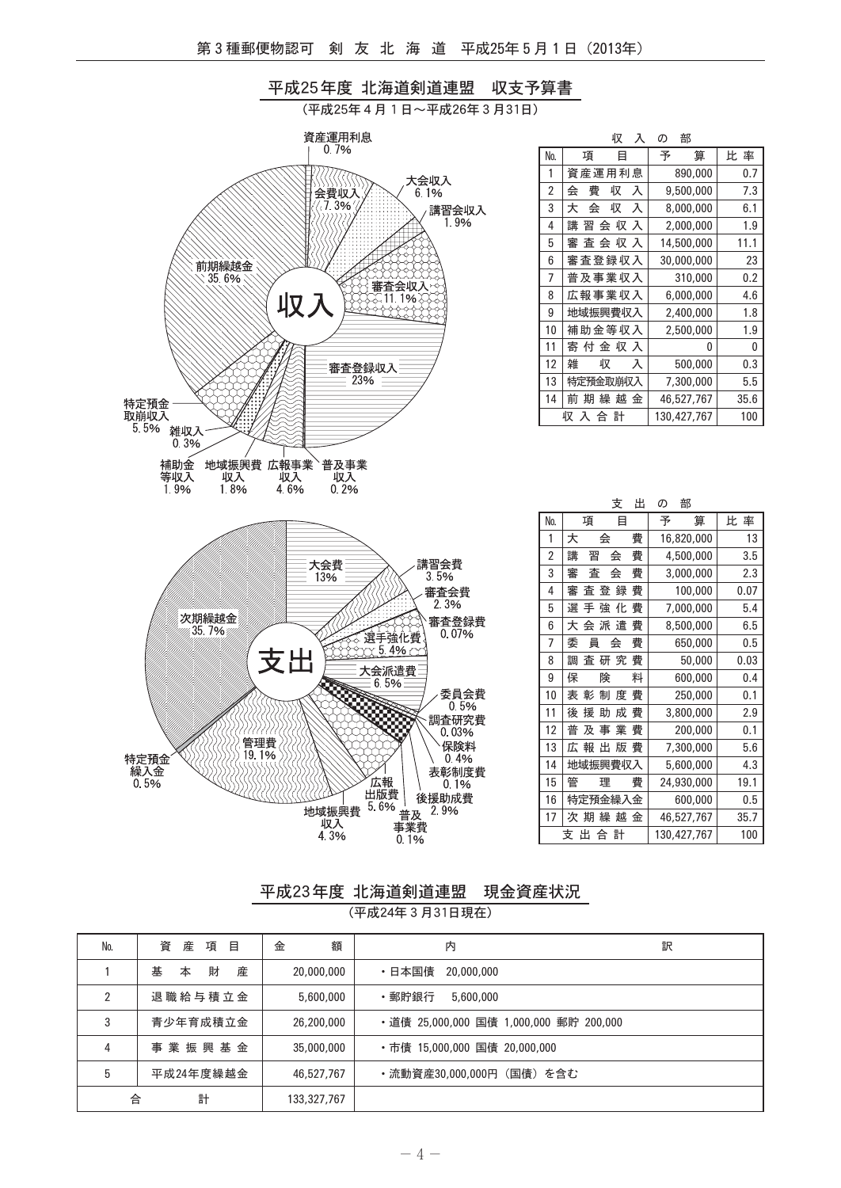## 平成25年度 北海道剣道連盟　収支予算書

（平成25年４月１日～平成26年３月31日）

資産運用利息 0.7%
会費収入 7.3%
大会収入 6.1%
講習会収入 1.9%
審査会収入 11.1%
審査登録収入 23%
前期繰越金 35.6%
収入
特定預金取崩収入 5.5%
雑収入 0.3%
補助金等収入 1.9%
地域振興費収入 1.8%
広報事業収入 4.6%
普及事業収入 0.2%

収　入　の　部

| No. | 項　　目 | 予　　算 | 比 率 |
|---|---|---|---|
| 1 | 資産運用利息 | 890,000 | 0.7 |
| 2 | 会　費　収　入 | 9,500,000 | 7.3 |
| 3 | 大　会　収　入 | 8,000,000 | 6.1 |
| 4 | 講　習　会　収　入 | 2,000,000 | 1.9 |
| 5 | 審　査　会　収　入 | 14,500,000 | 11.1 |
| 6 | 審査登録収入 | 30,000,000 | 23 |
| 7 | 普及事業収入 | 310,000 | 0.2 |
| 8 | 広報事業収入 | 6,000,000 | 4.6 |
| 9 | 地域振興費収入 | 2,400,000 | 1.8 |
| 10 | 補助金等収入 | 2,500,000 | 1.9 |
| 11 | 寄付金収入 | 0 | 0 |
| 12 | 雑　　収　　入 | 500,000 | 0.3 |
| 13 | 特定預金取崩収入 | 7,300,000 | 5.5 |
| 14 | 前期繰越金 | 46,527,767 | 35.6 |
| 収入合計 | | 130,427,767 | 100 |

大会費 13%
講習会費 3.5%
審査会費 2.3%
審査登録費 0.07%
選手強化費 5.4%
大会派遣費 6.5%
委員会費 0.5%
調査研究費 0.03%
保険料 0.4%
表彰制度費 0.1%
後援助成費 2.9%
次期繰越金 35.7%
支出
管理費 19.1%
特定預金繰入金 0.5%
広報出版費 5.6%
地域振興費収入 4.3%
普及事業費 0.1%

支　出　の　部

| No. | 項　　目 | 予　　算 | 比 率 |
|---|---|---|---|
| 1 | 大　　会　　費 | 16,820,000 | 13 |
| 2 | 講　習　会　費 | 4,500,000 | 3.5 |
| 3 | 審　査　会　費 | 3,000,000 | 2.3 |
| 4 | 審査登録費 | 100,000 | 0.07 |
| 5 | 選手強化費 | 7,000,000 | 5.4 |
| 6 | 大会派遣費 | 8,500,000 | 6.5 |
| 7 | 委　員　会　費 | 650,000 | 0.5 |
| 8 | 調査研究費 | 50,000 | 0.03 |
| 9 | 保　　険　　料 | 600,000 | 0.4 |
| 10 | 表彰制度費 | 250,000 | 0.1 |
| 11 | 後援助成費 | 3,800,000 | 2.9 |
| 12 | 普及事業費 | 200,000 | 0.1 |
| 13 | 広報出版費 | 7,300,000 | 5.6 |
| 14 | 地域振興費収入 | 5,600,000 | 4.3 |
| 15 | 管　　理　　費 | 24,930,000 | 19.1 |
| 16 | 特定預金繰入金 | 600,000 | 0.5 |
| 17 | 次期繰越金 | 46,527,767 | 35.7 |
| 支出合計 | | 130,427,767 | 100 |

## 平成23年度 北海道剣道連盟　現金資産状況

（平成24年３月31日現在）

| No. | 資産項目 | 金　　額 | 内　　訳 |
|---|---|---|---|
| 1 | 基本財産 | 20,000,000 | ・日本国債　20,000,000 |
| 2 | 退職給与積立金 | 5,600,000 | ・郵貯銀行　5,600,000 |
| 3 | 青少年育成積立金 | 26,200,000 | ・道債 25,000,000 国債 1,000,000 郵貯 200,000 |
| 4 | 事業振興基金 | 35,000,000 | ・市債 15,000,000 国債 20,000,000 |
| 5 | 平成24年度繰越金 | 46,527,767 | ・流動資産30,000,000円（国債）を含む |
| 合　計 | | 133,327,767 | |